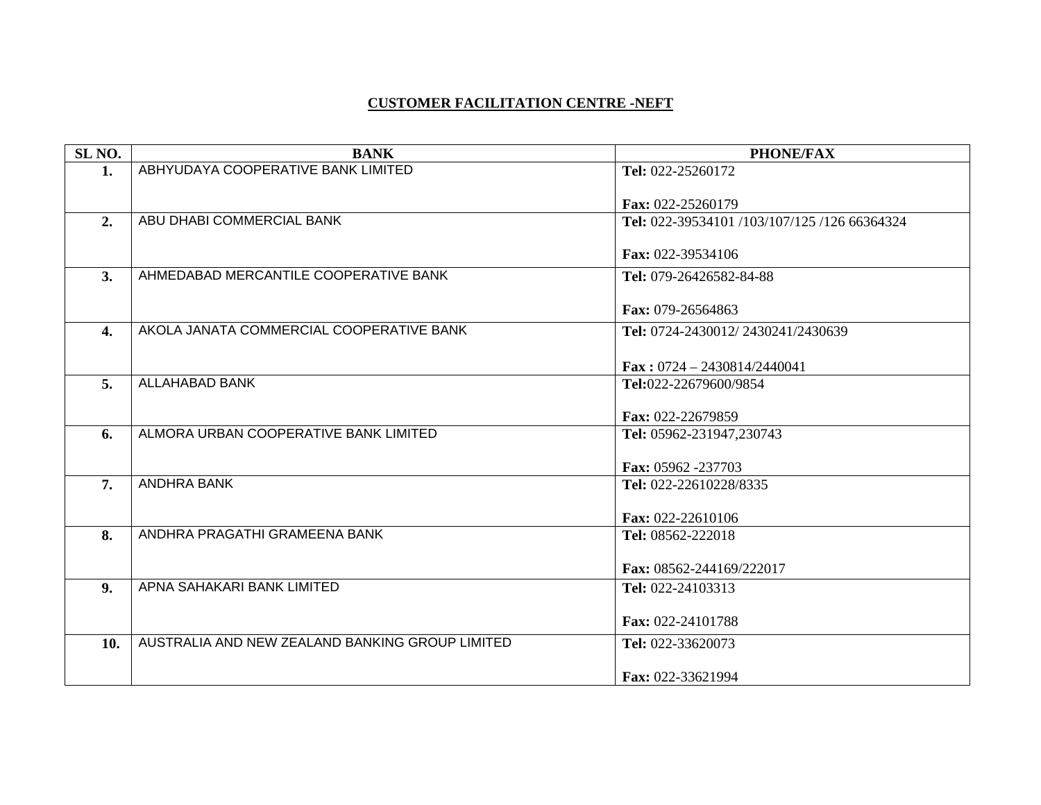**CUSTOMER FACILITATION CENTRE -NEFT**

| SL NO. | BANK | PHONE/FAX |
|---|---|---|
| **1.** | ABHYUDAYA COOPERATIVE BANK LIMITED | **Tel:** 022-25260172<br><br>**Fax:** 022-25260179 |
| **2.** | ABU DHABI COMMERCIAL BANK | **Tel:** 022-39534101 /103/107/125 /126 66364324<br><br>**Fax:** 022-39534106 |
| **3.** | AHMEDABAD MERCANTILE COOPERATIVE BANK | **Tel:** 079-26426582-84-88<br><br>**Fax:** 079-26564863 |
| **4.** | AKOLA JANATA COMMERCIAL COOPERATIVE BANK | **Tel:** 0724-2430012/ 2430241/2430639<br><br>**Fax :** 0724 – 2430814/2440041 |
| **5.** | ALLAHABAD BANK | **Tel:**022-22679600/9854<br><br>**Fax:** 022-22679859 |
| **6.** | ALMORA URBAN COOPERATIVE BANK LIMITED | **Tel:** 05962-231947,230743<br><br>**Fax:** 05962 -237703 |
| **7.** | ANDHRA BANK | **Tel:** 022-22610228/8335<br><br>**Fax:** 022-22610106 |
| **8.** | ANDHRA PRAGATHI GRAMEENA BANK | **Tel:** 08562-222018<br><br>**Fax:** 08562-244169/222017 |
| **9.** | APNA SAHAKARI BANK LIMITED | **Tel:** 022-24103313<br><br>**Fax:** 022-24101788 |
| **10.** | AUSTRALIA AND NEW ZEALAND BANKING GROUP LIMITED | **Tel:** 022-33620073<br><br>**Fax:** 022-33621994 |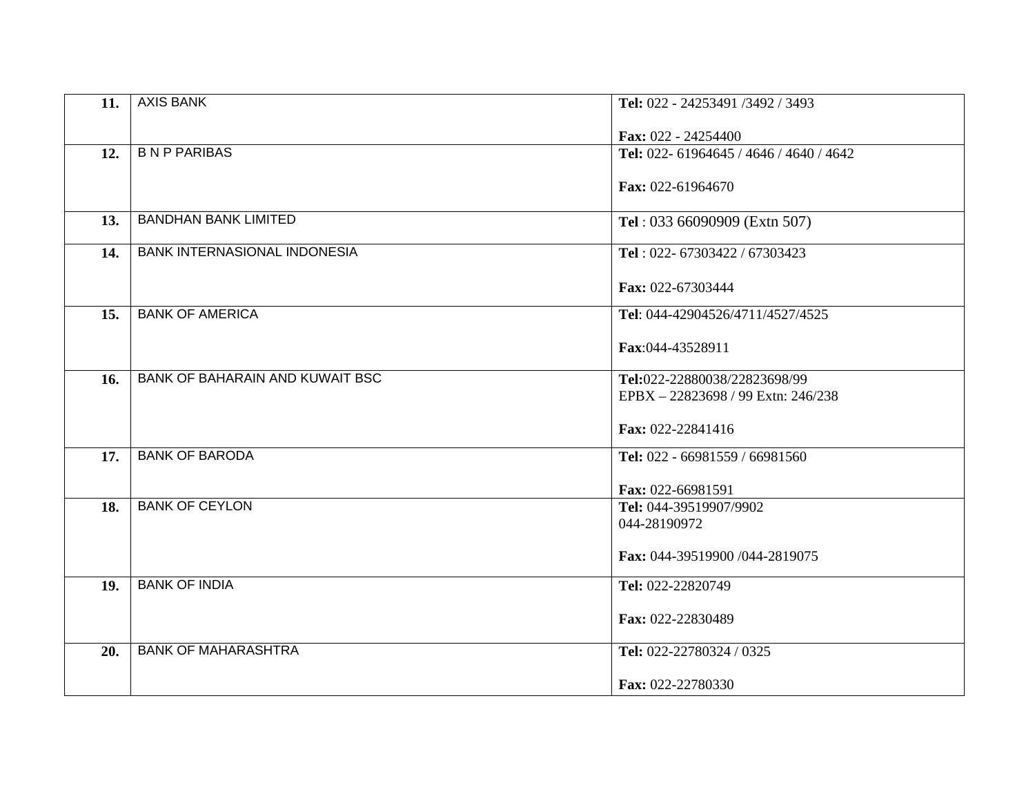| | | |
|---|---|---|
| **11.** | AXIS BANK | **Tel:** 022 - 24253491 /3492 / 3493<br><br>**Fax:** 022 - 24254400 |
| **12.** | B N P PARIBAS | **Tel:** 022- 61964645 / 4646 / 4640 / 4642<br><br>**Fax:** 022-61964670 |
| **13.** | BANDHAN BANK LIMITED | **Tel** : 033 66090909 (Extn 507) |
| **14.** | BANK INTERNASIONAL INDONESIA | **Tel** : 022- 67303422 / 67303423<br><br>**Fax:** 022-67303444 |
| **15.** | BANK OF AMERICA | **Tel**: 044-42904526/4711/4527/4525<br><br>**Fax**:044-43528911 |
| **16.** | BANK OF BAHARAIN AND KUWAIT BSC | **Tel:**022-22880038/22823698/99<br>EPBX – 22823698 / 99 Extn: 246/238<br><br>**Fax:** 022-22841416 |
| **17.** | BANK OF BARODA | **Tel:** 022 - 66981559 / 66981560<br><br>**Fax:** 022-66981591 |
| **18.** | BANK OF CEYLON | **Tel:** 044-39519907/9902<br>044-28190972<br><br>**Fax:** 044-39519900 /044-2819075 |
| **19.** | BANK OF INDIA | **Tel:** 022-22820749<br><br>**Fax:** 022-22830489 |
| **20.** | BANK OF MAHARASHTRA | **Tel:** 022-22780324 / 0325<br><br>**Fax:** 022-22780330 |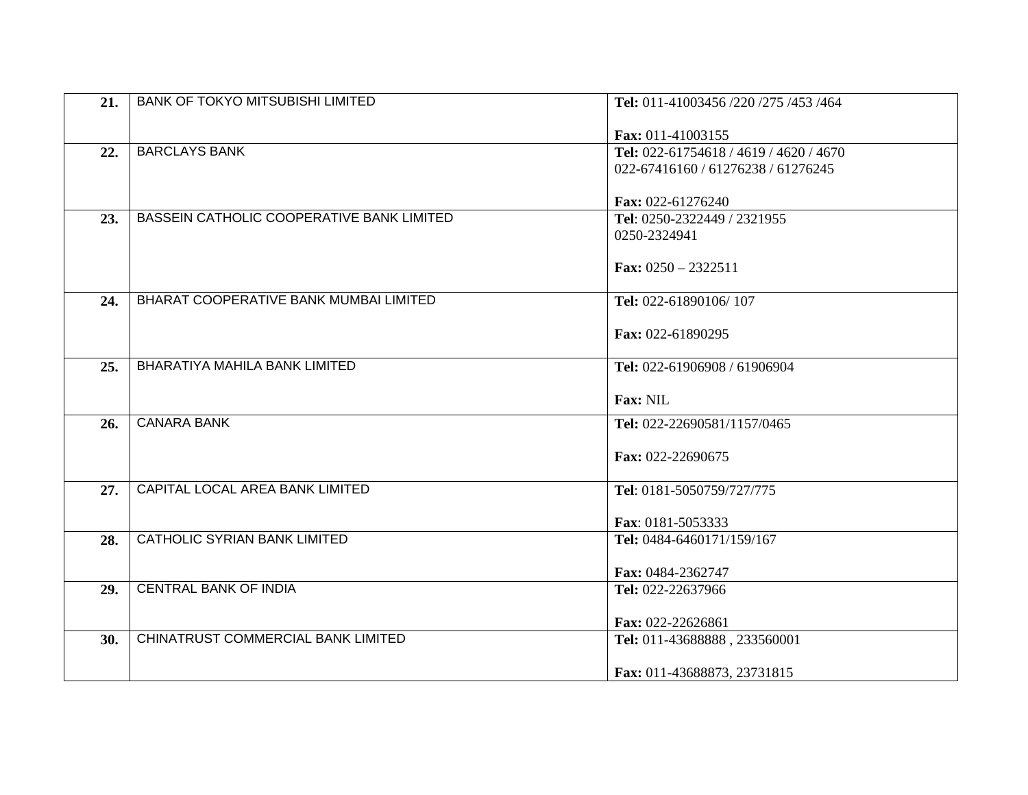| | | |
|---|---|---|
| **21.** | BANK OF TOKYO MITSUBISHI LIMITED | **Tel:** 011-41003456 /220 /275 /453 /464<br><br>**Fax:** 011-41003155 |
| **22.** | BARCLAYS BANK | **Tel:** 022-61754618 / 4619 / 4620 / 4670<br>022-67416160 / 61276238 / 61276245<br><br>**Fax:** 022-61276240 |
| **23.** | BASSEIN CATHOLIC COOPERATIVE BANK LIMITED | **Tel**: 0250-2322449 / 2321955<br>0250-2324941<br><br>**Fax:** 0250 – 2322511 |
| **24.** | BHARAT COOPERATIVE BANK MUMBAI LIMITED | **Tel:** 022-61890106/ 107<br><br>**Fax:** 022-61890295 |
| **25.** | BHARATIYA MAHILA BANK LIMITED | **Tel:** 022-61906908 / 61906904<br><br>**Fax:** NIL |
| **26.** | CANARA BANK | **Tel:** 022-22690581/1157/0465<br><br>**Fax:** 022-22690675 |
| **27.** | CAPITAL LOCAL AREA BANK LIMITED | **Tel**: 0181-5050759/727/775<br><br>**Fax**: 0181-5053333 |
| **28.** | CATHOLIC SYRIAN BANK LIMITED | **Tel:** 0484-6460171/159/167<br><br>**Fax:** 0484-2362747 |
| **29.** | CENTRAL BANK OF INDIA | **Tel:** 022-22637966<br><br>**Fax:** 022-22626861 |
| **30.** | CHINATRUST COMMERCIAL BANK LIMITED | **Tel:** 011-43688888 , 233560001<br><br>**Fax:** 011-43688873, 23731815 |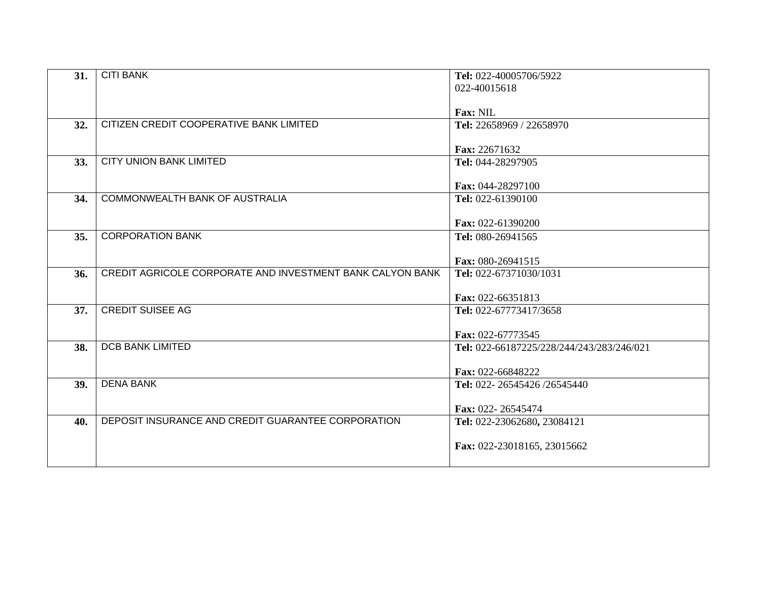| | | |
|---|---|---|
| **31.** | CITI BANK | **Tel:** 022-40005706/5922<br>022-40015618<br><br>**Fax:** NIL |
| **32.** | CITIZEN CREDIT COOPERATIVE BANK LIMITED | **Tel:** 22658969 / 22658970<br><br>**Fax:** 22671632 |
| **33.** | CITY UNION BANK LIMITED | **Tel:** 044-28297905<br><br>**Fax:** 044-28297100 |
| **34.** | COMMONWEALTH BANK OF AUSTRALIA | **Tel:** 022-61390100<br><br>**Fax:** 022-61390200 |
| **35.** | CORPORATION BANK | **Tel:** 080-26941565<br><br>**Fax:** 080-26941515 |
| **36.** | CREDIT AGRICOLE CORPORATE AND INVESTMENT BANK CALYON BANK | **Tel:** 022-67371030/1031<br><br>**Fax:** 022-66351813 |
| **37.** | CREDIT SUISEE AG | **Tel:** 022-67773417/3658<br><br>**Fax:** 022-67773545 |
| **38.** | DCB BANK LIMITED | **Tel:** 022-66187225/228/244/243/283/246/021<br><br>**Fax:** 022-66848222 |
| **39.** | DENA BANK | **Tel:** 022- 26545426 /26545440<br><br>**Fax:** 022- 26545474 |
| **40.** | DEPOSIT INSURANCE AND CREDIT GUARANTEE CORPORATION | **Tel:** 022-23062680**,** 23084121<br><br>**Fax:** 022-23018165, 23015662 |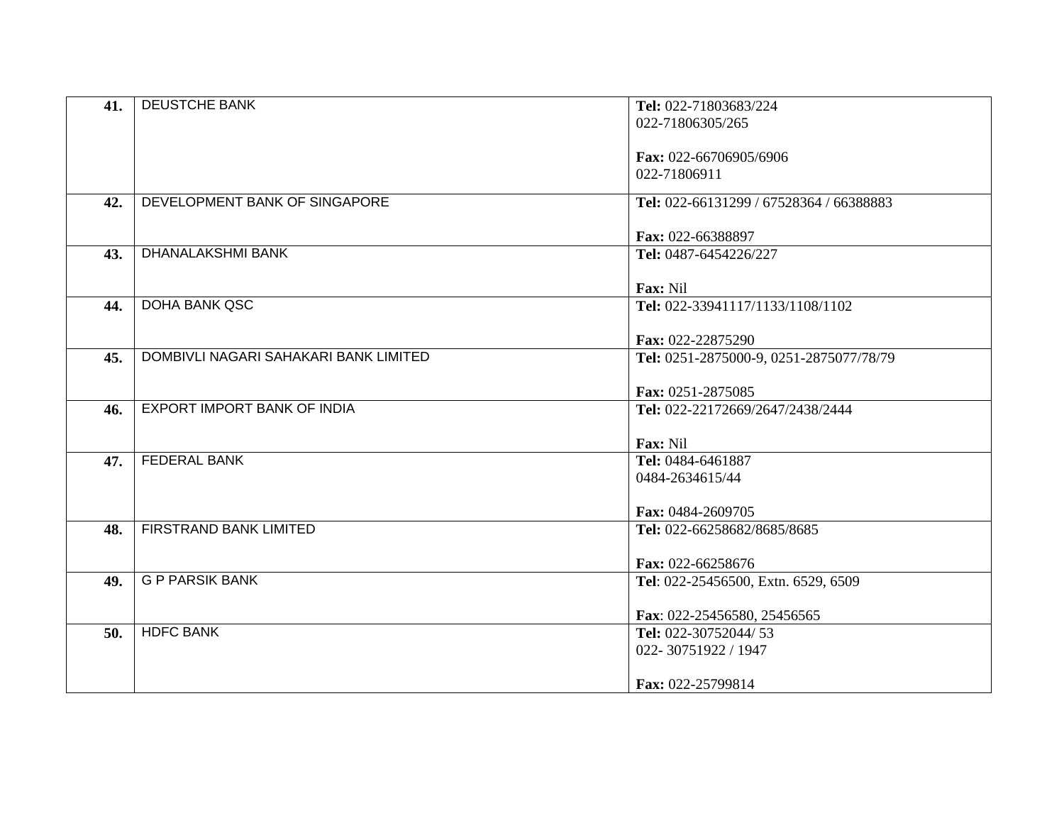| | | |
|---|---|---|
| **41.** | DEUSTCHE BANK | **Tel:** 022-71803683/224<br>022-71806305/265<br><br>**Fax:** 022-66706905/6906<br>022-71806911 |
| **42.** | DEVELOPMENT BANK OF SINGAPORE | **Tel:** 022-66131299 / 67528364 / 66388883<br><br>**Fax:** 022-66388897 |
| **43.** | DHANALAKSHMI BANK | **Tel:** 0487-6454226/227<br><br>**Fax:** Nil |
| **44.** | DOHA BANK QSC | **Tel:** 022-33941117/1133/1108/1102<br><br>**Fax:** 022-22875290 |
| **45.** | DOMBIVLI NAGARI SAHAKARI BANK LIMITED | **Tel:** 0251-2875000-9, 0251-2875077/78/79<br><br>**Fax:** 0251-2875085 |
| **46.** | EXPORT IMPORT BANK OF INDIA | **Tel:** 022-22172669/2647/2438/2444<br><br>**Fax:** Nil |
| **47.** | FEDERAL BANK | **Tel:** 0484-6461887<br>0484-2634615/44<br><br>**Fax:** 0484-2609705 |
| **48.** | FIRSTRAND BANK LIMITED | **Tel:** 022-66258682/8685/8685<br><br>**Fax:** 022-66258676 |
| **49.** | G P PARSIK BANK | **Tel**: 022-25456500, Extn. 6529, 6509<br><br>**Fax**: 022-25456580, 25456565 |
| **50.** | HDFC BANK | **Tel:** 022-30752044/ 53<br>022- 30751922 / 1947<br><br>**Fax:** 022-25799814 |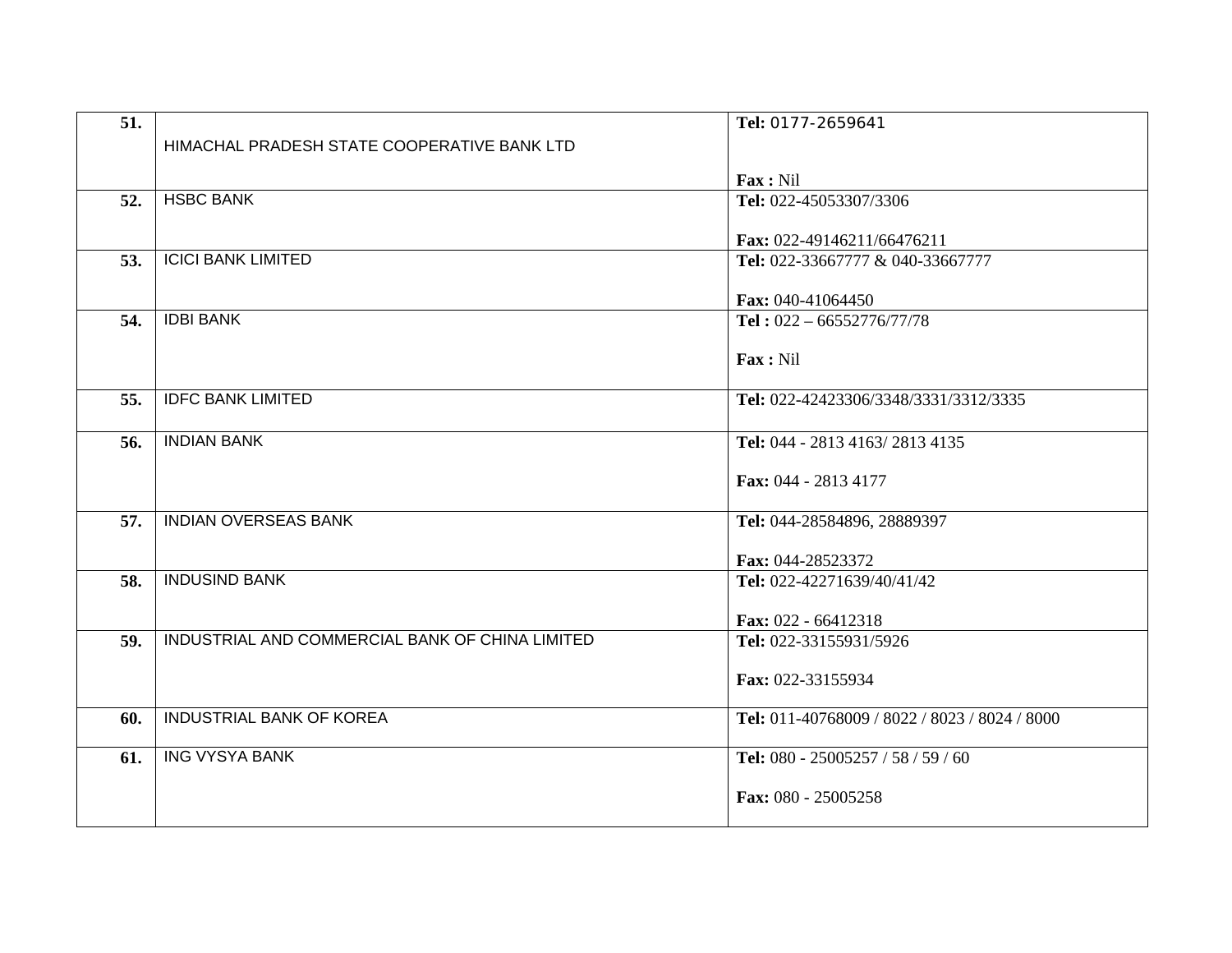| | | |
|---|---|---|
| **51.** | HIMACHAL PRADESH STATE COOPERATIVE BANK LTD | **Tel:** 0177-2659641<br><br>**Fax :** Nil |
| **52.** | HSBC BANK | **Tel:** 022-45053307/3306<br><br>**Fax:** 022-49146211/66476211 |
| **53.** | ICICI BANK LIMITED | **Tel:** 022-33667777 & 040-33667777<br><br>**Fax:** 040-41064450 |
| **54.** | IDBI BANK | **Tel :** 022 – 66552776/77/78<br><br>**Fax :** Nil |
| **55.** | IDFC BANK LIMITED | **Tel:** 022-42423306/3348/3331/3312/3335 |
| **56.** | INDIAN BANK | **Tel:** 044 - 2813 4163/ 2813 4135<br><br>**Fax:** 044 - 2813 4177 |
| **57.** | INDIAN OVERSEAS BANK | **Tel:** 044-28584896, 28889397<br><br>**Fax:** 044-28523372 |
| **58.** | INDUSIND BANK | **Tel:** 022-42271639/40/41/42<br><br>**Fax:** 022 - 66412318 |
| **59.** | INDUSTRIAL AND COMMERCIAL BANK OF CHINA LIMITED | **Tel:** 022-33155931/5926<br><br>**Fax:** 022-33155934 |
| **60.** | INDUSTRIAL BANK OF KOREA | **Tel:** 011-40768009 / 8022 / 8023 / 8024 / 8000 |
| **61.** | ING VYSYA BANK | **Tel:** 080 - 25005257 / 58 / 59 / 60<br><br>**Fax:** 080 - 25005258 |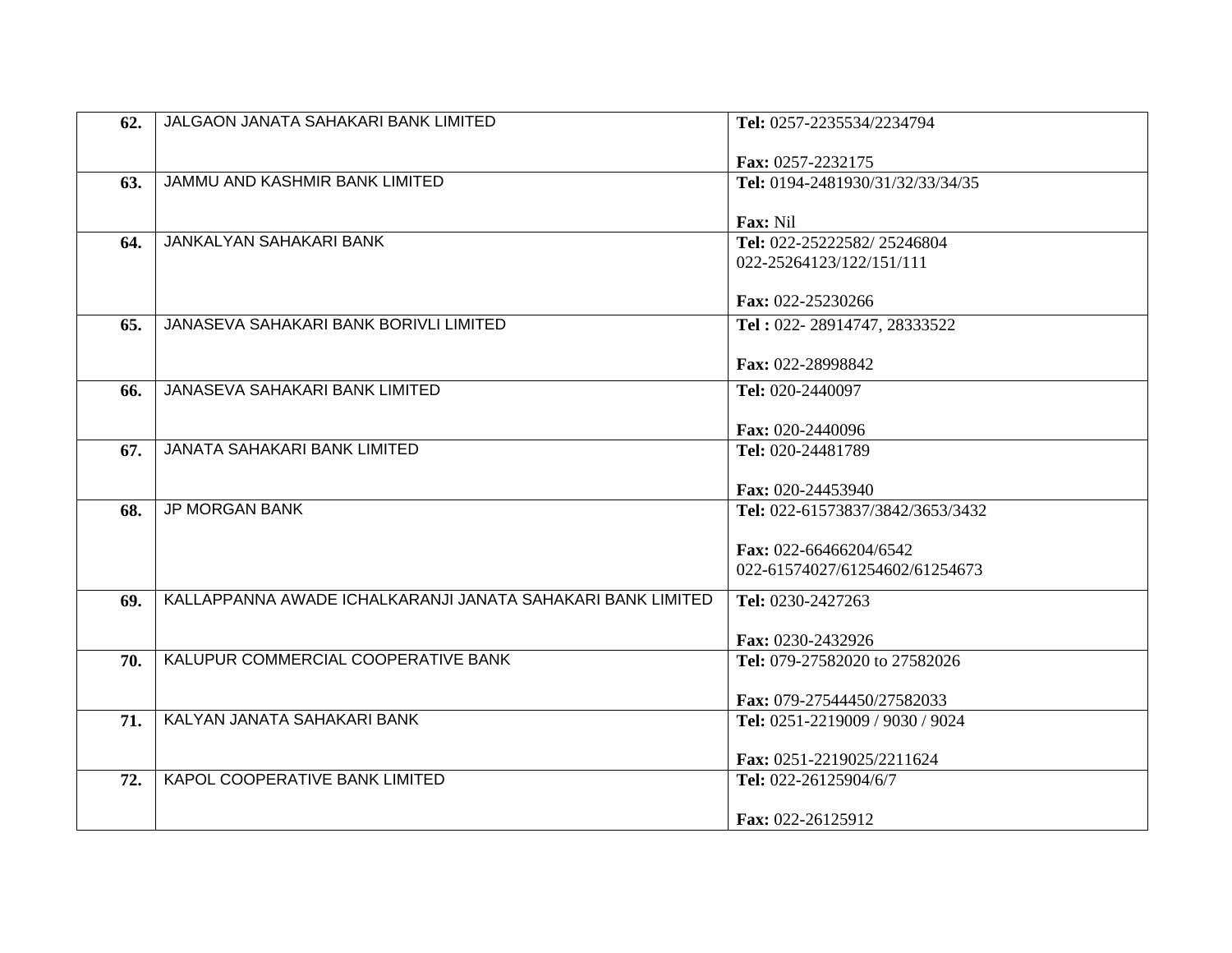| | | |
|---|---|---|
| **62.** | JALGAON JANATA SAHAKARI BANK LIMITED | **Tel:** 0257-2235534/2234794<br><br>**Fax:** 0257-2232175 |
| **63.** | JAMMU AND KASHMIR BANK LIMITED | **Tel:** 0194-2481930/31/32/33/34/35<br><br>**Fax:** Nil |
| **64.** | JANKALYAN SAHAKARI BANK | **Tel:** 022-25222582/ 25246804<br>022-25264123/122/151/111<br><br>**Fax:** 022-25230266 |
| **65.** | JANASEVA SAHAKARI BANK BORIVLI LIMITED | **Tel :** 022- 28914747, 28333522<br><br>**Fax:** 022-28998842 |
| **66.** | JANASEVA SAHAKARI BANK LIMITED | **Tel:** 020-2440097<br><br>**Fax:** 020-2440096 |
| **67.** | JANATA SAHAKARI BANK LIMITED | **Tel:** 020-24481789<br><br>**Fax:** 020-24453940 |
| **68.** | JP MORGAN BANK | **Tel:** 022-61573837/3842/3653/3432<br><br>**Fax:** 022-66466204/6542<br>022-61574027/61254602/61254673 |
| **69.** | KALLAPPANNA AWADE ICHALKARANJI JANATA SAHAKARI BANK LIMITED | **Tel:** 0230-2427263<br><br>**Fax:** 0230-2432926 |
| **70.** | KALUPUR COMMERCIAL COOPERATIVE BANK | **Tel:** 079-27582020 to 27582026<br><br>**Fax:** 079-27544450/27582033 |
| **71.** | KALYAN JANATA SAHAKARI BANK | **Tel:** 0251-2219009 / 9030 / 9024<br><br>**Fax:** 0251-2219025/2211624 |
| **72.** | KAPOL COOPERATIVE BANK LIMITED | **Tel:** 022-26125904/6/7<br><br>**Fax:** 022-26125912 |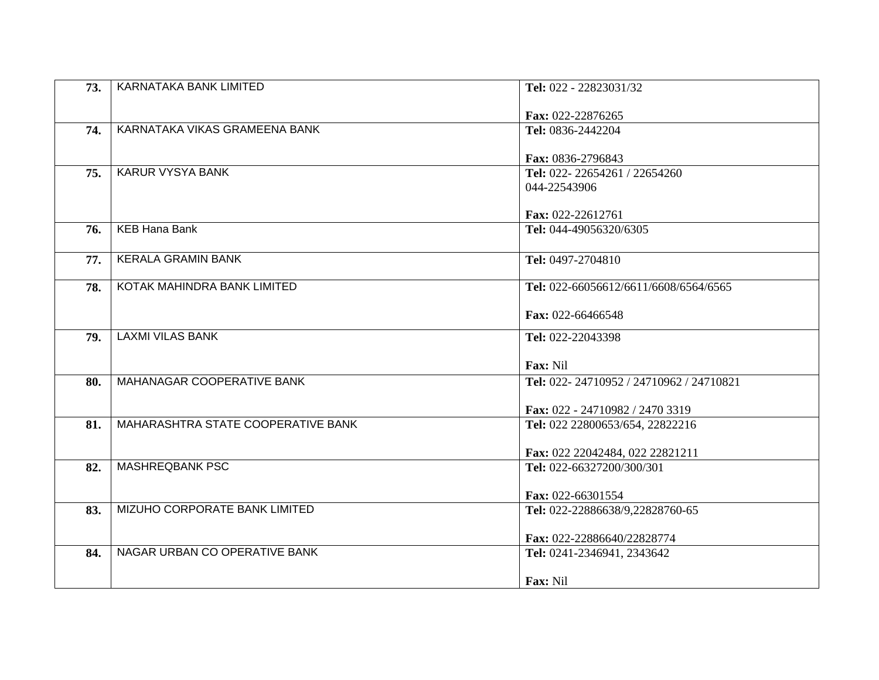| | | |
|---|---|---|
| **73.** | KARNATAKA BANK LIMITED | **Tel:** 022 - 22823031/32<br><br>**Fax:** 022-22876265 |
| **74.** | KARNATAKA VIKAS GRAMEENA BANK | **Tel:** 0836-2442204<br><br>**Fax:** 0836-2796843 |
| **75.** | KARUR VYSYA BANK | **Tel:** 022- 22654261 / 22654260<br>044-22543906<br><br>**Fax:** 022-22612761 |
| **76.** | KEB Hana Bank | **Tel:** 044-49056320/6305 |
| **77.** | KERALA GRAMIN BANK | **Tel:** 0497-2704810 |
| **78.** | KOTAK MAHINDRA BANK LIMITED | **Tel:** 022-66056612/6611/6608/6564/6565<br><br>**Fax:** 022-66466548 |
| **79.** | LAXMI VILAS BANK | **Tel:** 022-22043398<br><br>**Fax:** Nil |
| **80.** | MAHANAGAR COOPERATIVE BANK | **Tel:** 022- 24710952 / 24710962 / 24710821<br><br>**Fax:** 022 - 24710982 / 2470 3319 |
| **81.** | MAHARASHTRA STATE COOPERATIVE BANK | **Tel:** 022 22800653/654, 22822216<br><br>**Fax:** 022 22042484, 022 22821211 |
| **82.** | MASHREQBANK PSC | **Tel:** 022-66327200/300/301<br><br>**Fax:** 022-66301554 |
| **83.** | MIZUHO CORPORATE BANK LIMITED | **Tel:** 022-22886638/9,22828760-65<br><br>**Fax:** 022-22886640/22828774 |
| **84.** | NAGAR URBAN CO OPERATIVE BANK | **Tel:** 0241-2346941, 2343642<br><br>**Fax:** Nil |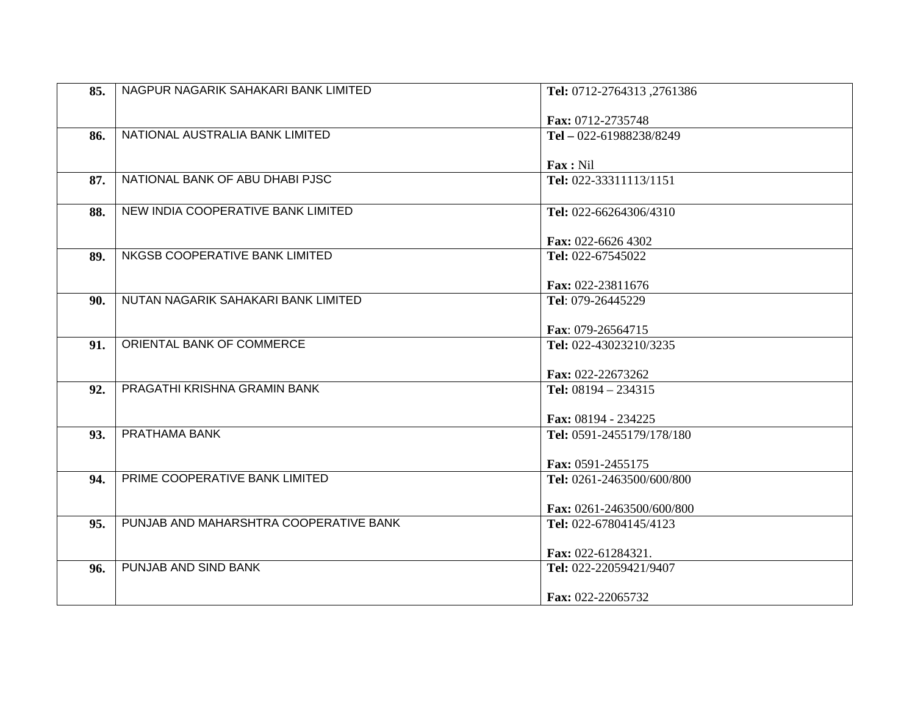| | | |
|---|---|---|
| **85.** | NAGPUR NAGARIK SAHAKARI BANK LIMITED | **Tel:** 0712-2764313 ,2761386<br><br>**Fax:** 0712-2735748 |
| **86.** | NATIONAL AUSTRALIA BANK LIMITED | **Tel –** 022-61988238/8249<br><br>**Fax :** Nil |
| **87.** | NATIONAL BANK OF ABU DHABI PJSC | **Tel:** 022-33311113/1151 |
| **88.** | NEW INDIA COOPERATIVE BANK LIMITED | **Tel:** 022-66264306/4310<br><br>**Fax:** 022-6626 4302 |
| **89.** | NKGSB COOPERATIVE BANK LIMITED | **Tel:** 022-67545022<br><br>**Fax:** 022-23811676 |
| **90.** | NUTAN NAGARIK SAHAKARI BANK LIMITED | **Tel**: 079-26445229<br><br>**Fax**: 079-26564715 |
| **91.** | ORIENTAL BANK OF COMMERCE | **Tel:** 022-43023210/3235<br><br>**Fax:** 022-22673262 |
| **92.** | PRAGATHI KRISHNA GRAMIN BANK | **Tel:** 08194 – 234315<br><br>**Fax:** 08194 - 234225 |
| **93.** | PRATHAMA BANK | **Tel:** 0591-2455179/178/180<br><br>**Fax:** 0591-2455175 |
| **94.** | PRIME COOPERATIVE BANK LIMITED | **Tel:** 0261-2463500/600/800<br><br>**Fax:** 0261-2463500/600/800 |
| **95.** | PUNJAB AND MAHARSHTRA COOPERATIVE BANK | **Tel:** 022-67804145/4123<br><br>**Fax:** 022-61284321. |
| **96.** | PUNJAB AND SIND BANK | **Tel:** 022-22059421/9407<br><br>**Fax:** 022-22065732 |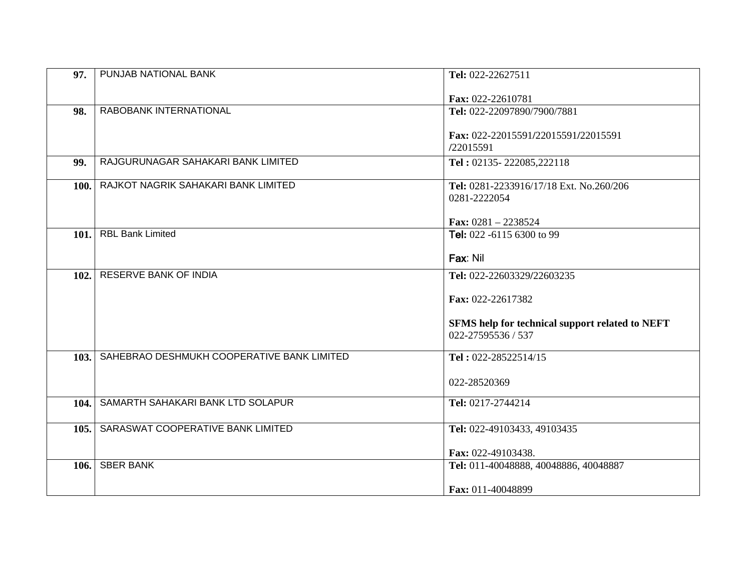| 97. | PUNJAB NATIONAL BANK | **Tel:** 022-22627511<br><br>**Fax:** 022-22610781 |
|---|---|---|
| **98.** | RABOBANK INTERNATIONAL | **Tel:** 022-22097890/7900/7881<br><br>**Fax:** 022-22015591/22015591/22015591 /22015591 |
| **99.** | RAJGURUNAGAR SAHAKARI BANK LIMITED | **Tel :** 02135- 222085,222118 |
| **100.** | RAJKOT NAGRIK SAHAKARI BANK LIMITED | **Tel:** 0281-2233916/17/18 Ext. No.260/206 0281-2222054<br><br>**Fax:** 0281 – 2238524 |
| **101.** | RBL Bank Limited | **Tel:** 022 -6115 6300 to 99<br><br>**Fax**: Nil |
| **102.** | RESERVE BANK OF INDIA | **Tel:** 022-22603329/22603235<br><br>**Fax:** 022-22617382<br><br>**SFMS help for technical support related to NEFT** 022-27595536 / 537 |
| **103.** | SAHEBRAO DESHMUKH COOPERATIVE BANK LIMITED | **Tel :** 022-28522514/15<br><br>022-28520369 |
| **104.** | SAMARTH SAHAKARI BANK LTD SOLAPUR | **Tel:** 0217-2744214 |
| **105.** | SARASWAT COOPERATIVE BANK LIMITED | **Tel:** 022-49103433, 49103435<br><br>**Fax:** 022-49103438. |
| **106.** | SBER BANK | **Tel:** 011-40048888, 40048886, 40048887<br><br>**Fax:** 011-40048899 |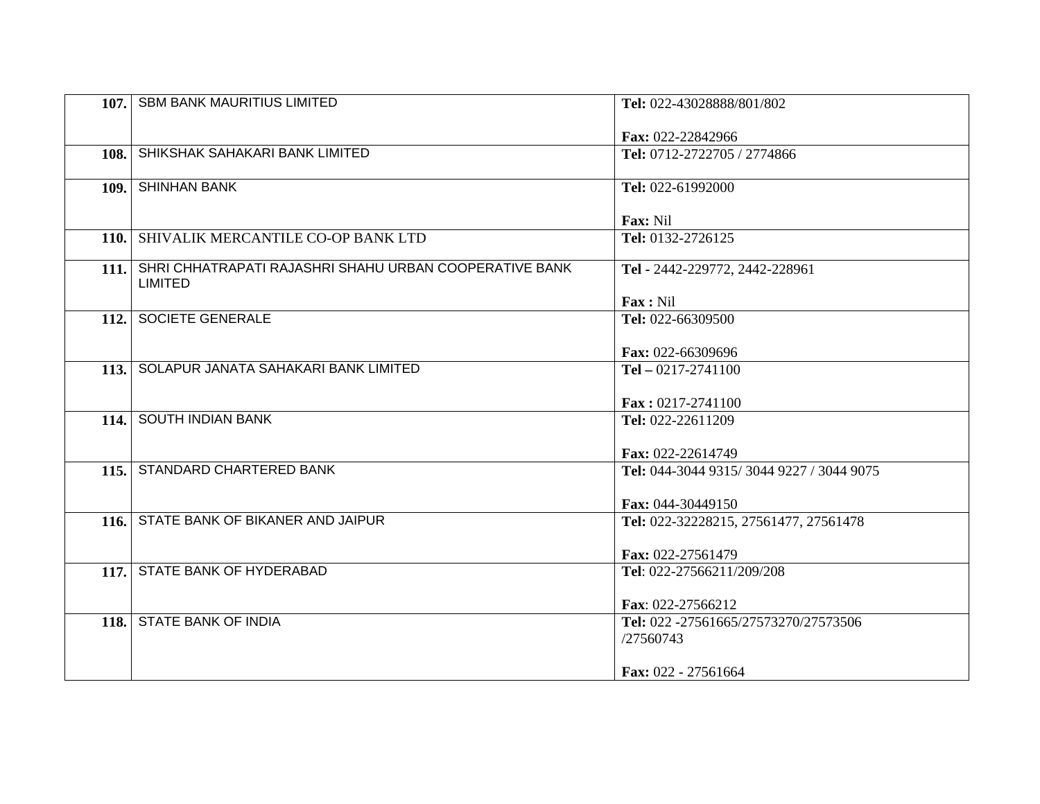| | | |
|---|---|---|
| **107.** | SBM BANK MAURITIUS LIMITED | **Tel:** 022-43028888/801/802<br><br>**Fax:** 022-22842966 |
| **108.** | SHIKSHAK SAHAKARI BANK LIMITED | **Tel:** 0712-2722705 / 2774866 |
| **109.** | SHINHAN BANK | **Tel:** 022-61992000<br><br>**Fax:** Nil |
| **110.** | SHIVALIK MERCANTILE CO-OP BANK LTD | **Tel:** 0132-2726125 |
| **111.** | SHRI CHHATRAPATI RAJASHRI SHAHU URBAN COOPERATIVE BANK LIMITED | **Tel** - 2442-229772, 2442-228961<br><br>**Fax :** Nil |
| **112.** | SOCIETE GENERALE | **Tel:** 022-66309500<br><br>**Fax:** 022-66309696 |
| **113.** | SOLAPUR JANATA SAHAKARI BANK LIMITED | **Tel –** 0217-2741100<br><br>**Fax :** 0217-2741100 |
| **114.** | SOUTH INDIAN BANK | **Tel:** 022-22611209<br><br>**Fax:** 022-22614749 |
| **115.** | STANDARD CHARTERED BANK | **Tel:** 044-3044 9315/ 3044 9227 / 3044 9075<br><br>**Fax:** 044-30449150 |
| **116.** | STATE BANK OF BIKANER AND JAIPUR | **Tel:** 022-32228215, 27561477, 27561478<br><br>**Fax:** 022-27561479 |
| **117.** | STATE BANK OF HYDERABAD | **Tel**: 022-27566211/209/208<br><br>**Fax**: 022-27566212 |
| **118.** | STATE BANK OF INDIA | **Tel:** 022 -27561665/27573270/27573506 /27560743<br><br>**Fax:** 022 - 27561664 |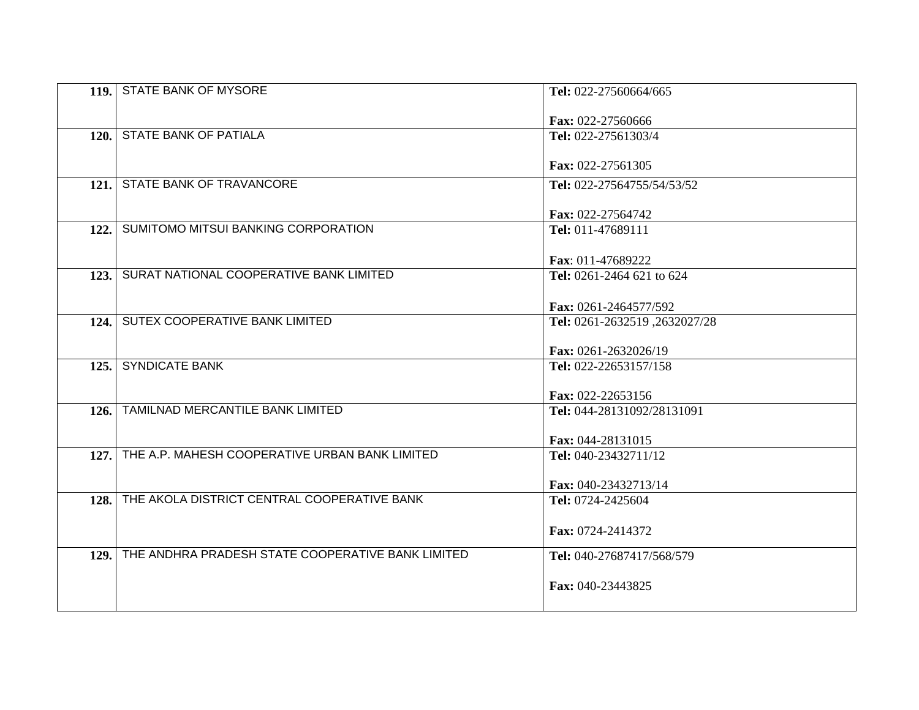| | | |
|---|---|---|
| **119.** | STATE BANK OF MYSORE | **Tel:** 022-27560664/665<br><br>**Fax:** 022-27560666 |
| **120.** | STATE BANK OF PATIALA | **Tel:** 022-27561303/4<br><br>**Fax:** 022-27561305 |
| **121.** | STATE BANK OF TRAVANCORE | **Tel:** 022-27564755/54/53/52<br><br>**Fax:** 022-27564742 |
| **122.** | SUMITOMO MITSUI BANKING CORPORATION | **Tel:** 011-47689111<br><br>**Fax**: 011-47689222 |
| **123.** | SURAT NATIONAL COOPERATIVE BANK LIMITED | **Tel:** 0261-2464 621 to 624<br><br>**Fax:** 0261-2464577/592 |
| **124.** | SUTEX COOPERATIVE BANK LIMITED | **Tel:** 0261-2632519 ,2632027/28<br><br>**Fax:** 0261-2632026/19 |
| **125.** | SYNDICATE BANK | **Tel:** 022-22653157/158<br><br>**Fax:** 022-22653156 |
| **126.** | TAMILNAD MERCANTILE BANK LIMITED | **Tel:** 044-28131092/28131091<br><br>**Fax:** 044-28131015 |
| **127.** | THE A.P. MAHESH COOPERATIVE URBAN BANK LIMITED | **Tel:** 040-23432711/12<br><br>**Fax:** 040-23432713/14 |
| **128.** | THE AKOLA DISTRICT CENTRAL COOPERATIVE BANK | **Tel:** 0724-2425604<br><br>**Fax:** 0724-2414372 |
| **129.** | THE ANDHRA PRADESH STATE COOPERATIVE BANK LIMITED | **Tel:** 040-27687417/568/579<br><br>**Fax:** 040-23443825 |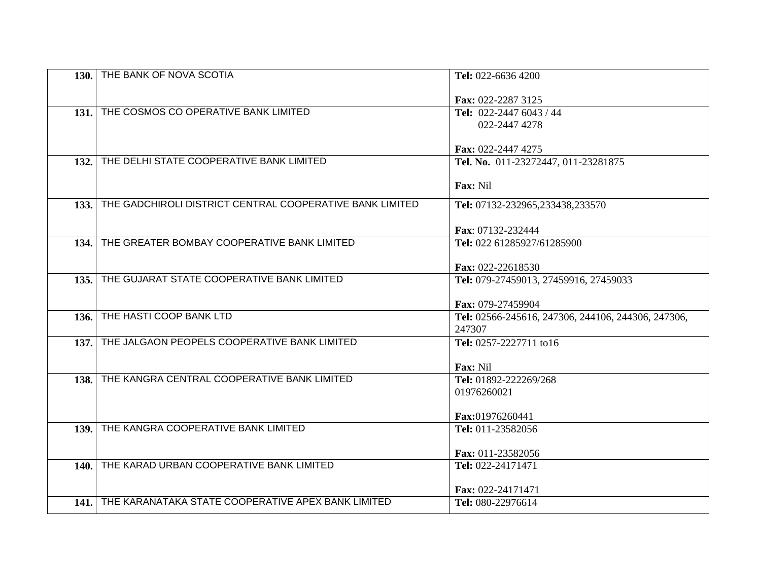| | | |
|---|---|---|
| **130.** | THE BANK OF NOVA SCOTIA | **Tel:** 022-6636 4200<br><br>**Fax:** 022-2287 3125 |
| **131.** | THE COSMOS CO OPERATIVE BANK LIMITED | **Tel:** 022-2447 6043 / 44<br>022-2447 4278<br><br>**Fax:** 022-2447 4275 |
| **132.** | THE DELHI STATE COOPERATIVE BANK LIMITED | **Tel. No.** 011-23272447, 011-23281875<br><br>**Fax:** Nil |
| **133.** | THE GADCHIROLI DISTRICT CENTRAL COOPERATIVE BANK LIMITED | **Tel:** 07132-232965,233438,233570<br><br>**Fax**: 07132-232444 |
| **134.** | THE GREATER BOMBAY COOPERATIVE BANK LIMITED | **Tel:** 022 61285927/61285900<br><br>**Fax:** 022-22618530 |
| **135.** | THE GUJARAT STATE COOPERATIVE BANK LIMITED | **Tel:** 079-27459013, 27459916, 27459033<br><br>**Fax:** 079-27459904 |
| **136.** | THE HASTI COOP BANK LTD | **Tel:** 02566-245616, 247306, 244106, 244306, 247306, 247307 |
| **137.** | THE JALGAON PEOPELS COOPERATIVE BANK LIMITED | **Tel:** 0257-2227711 to16<br><br>**Fax:** Nil |
| **138.** | THE KANGRA CENTRAL COOPERATIVE BANK LIMITED | **Tel:** 01892-222269/268<br>01976260021<br><br>**Fax:**01976260441 |
| **139.** | THE KANGRA COOPERATIVE BANK LIMITED | **Tel:** 011-23582056<br><br>**Fax:** 011-23582056 |
| **140.** | THE KARAD URBAN COOPERATIVE BANK LIMITED | **Tel:** 022-24171471<br><br>**Fax:** 022-24171471 |
| **141.** | THE KARANATAKA STATE COOPERATIVE APEX BANK LIMITED | **Tel:** 080-22976614 |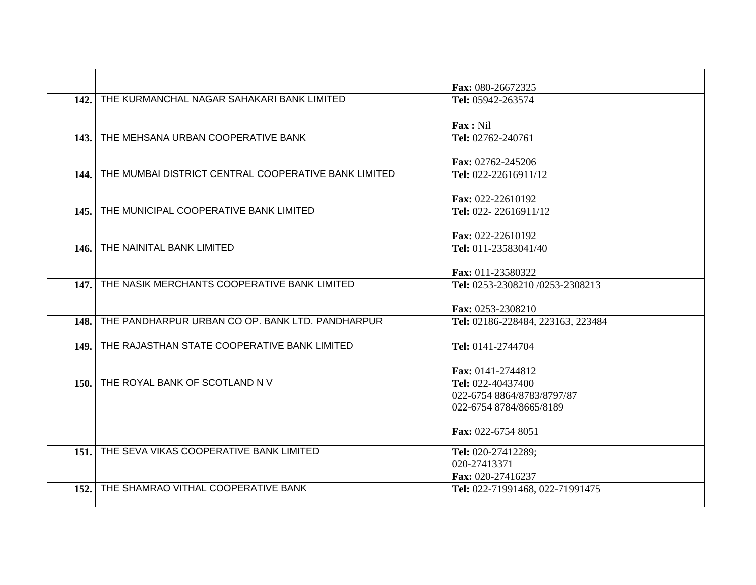| | | |
|---|---|---|
| | | **Fax:** 080-26672325 |
| **142.** | THE KURMANCHAL NAGAR SAHAKARI BANK LIMITED | **Tel:** 05942-263574<br><br>**Fax :** Nil |
| **143.** | THE MEHSANA URBAN COOPERATIVE BANK | **Tel:** 02762-240761<br><br>**Fax:** 02762-245206 |
| **144.** | THE MUMBAI DISTRICT CENTRAL COOPERATIVE BANK LIMITED | **Tel:** 022-22616911/12<br><br>**Fax:** 022-22610192 |
| **145.** | THE MUNICIPAL COOPERATIVE BANK LIMITED | **Tel:** 022- 22616911/12<br><br>**Fax:** 022-22610192 |
| **146.** | THE NAINITAL BANK LIMITED | **Tel:** 011-23583041/40<br><br>**Fax:** 011-23580322 |
| **147.** | THE NASIK MERCHANTS COOPERATIVE BANK LIMITED | **Tel:** 0253-2308210 /0253-2308213<br><br>**Fax:** 0253-2308210 |
| **148.** | THE PANDHARPUR URBAN CO OP. BANK LTD. PANDHARPUR | **Tel:** 02186-228484, 223163, 223484 |
| **149.** | THE RAJASTHAN STATE COOPERATIVE BANK LIMITED | **Tel:** 0141-2744704<br><br>**Fax:** 0141-2744812 |
| **150.** | THE ROYAL BANK OF SCOTLAND N V | **Tel:** 022-40437400<br>022-6754 8864/8783/8797/87<br>022-6754 8784/8665/8189<br><br>**Fax:** 022-6754 8051 |
| **151.** | THE SEVA VIKAS COOPERATIVE BANK LIMITED | **Tel:** 020-27412289;<br>020-27413371<br>**Fax:** 020-27416237 |
| **152.** | THE SHAMRAO VITHAL COOPERATIVE BANK | **Tel:** 022-71991468, 022-71991475 |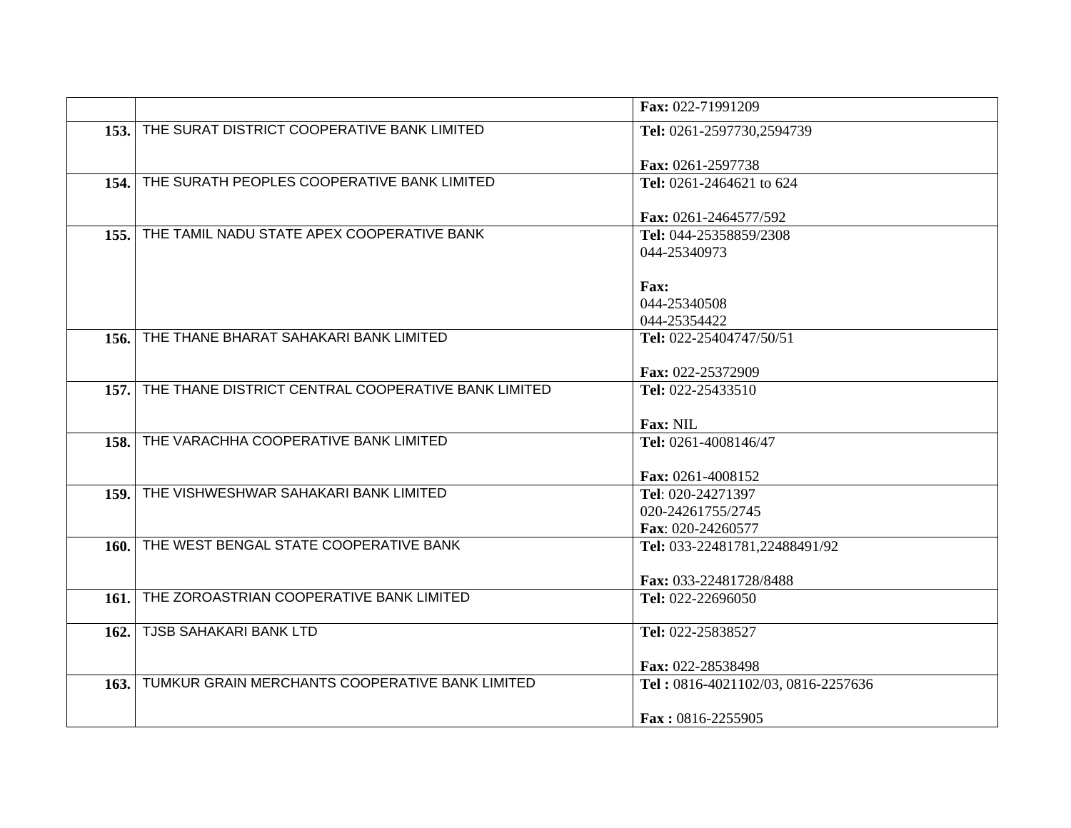| | | |
|---|---|---|
| | | **Fax:** 022-71991209 |
| **153.** | THE SURAT DISTRICT COOPERATIVE BANK LIMITED | **Tel:** 0261-2597730,2594739<br><br>**Fax:** 0261-2597738 |
| **154.** | THE SURATH PEOPLES COOPERATIVE BANK LIMITED | **Tel:** 0261-2464621 to 624<br><br>**Fax:** 0261-2464577/592 |
| **155.** | THE TAMIL NADU STATE APEX COOPERATIVE BANK | **Tel:** 044-25358859/2308<br>044-25340973<br><br>**Fax:**<br>044-25340508<br>044-25354422 |
| **156.** | THE THANE BHARAT SAHAKARI BANK LIMITED | **Tel:** 022-25404747/50/51<br><br>**Fax:** 022-25372909 |
| **157.** | THE THANE DISTRICT CENTRAL COOPERATIVE BANK LIMITED | **Tel:** 022-25433510<br><br>**Fax:** NIL |
| **158.** | THE VARACHHA COOPERATIVE BANK LIMITED | **Tel:** 0261-4008146/47<br><br>**Fax:** 0261-4008152 |
| **159.** | THE VISHWESHWAR SAHAKARI BANK LIMITED | **Tel**: 020-24271397<br>020-24261755/2745<br>**Fax**: 020-24260577 |
| **160.** | THE WEST BENGAL STATE COOPERATIVE BANK | **Tel:** 033-22481781,22488491/92<br><br>**Fax:** 033-22481728/8488 |
| **161.** | THE ZOROASTRIAN COOPERATIVE BANK LIMITED | **Tel:** 022-22696050 |
| **162.** | TJSB SAHAKARI BANK LTD | **Tel:** 022-25838527<br><br>**Fax:** 022-28538498 |
| **163.** | TUMKUR GRAIN MERCHANTS COOPERATIVE BANK LIMITED | **Tel :** 0816-4021102/03, 0816-2257636<br><br>**Fax :** 0816-2255905 |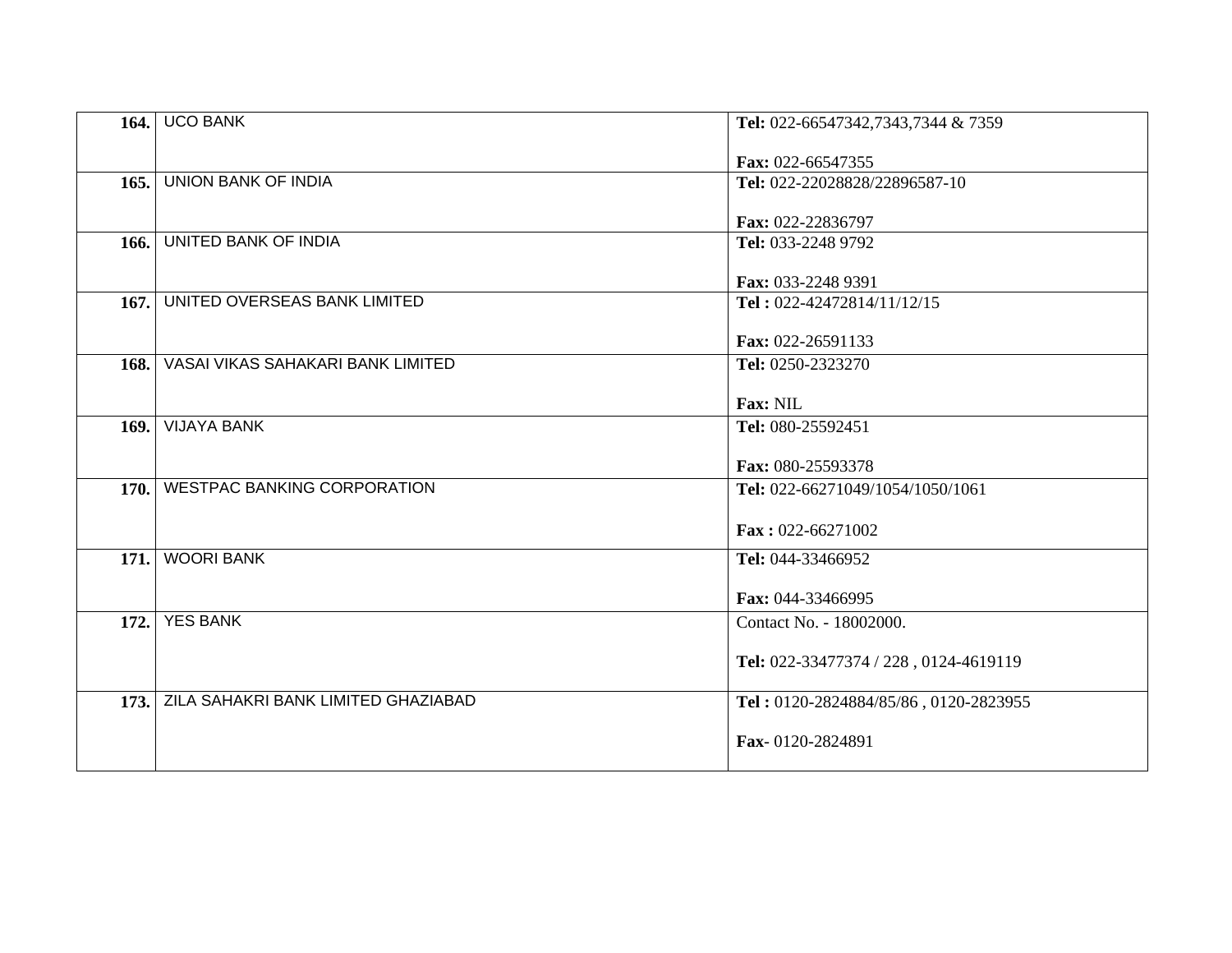| | | |
|---|---|---|
| **164.** | UCO BANK | **Tel:** 022-66547342,7343,7344 & 7359<br><br>**Fax:** 022-66547355 |
| **165.** | UNION BANK OF INDIA | **Tel:** 022-22028828/22896587-10<br><br>**Fax:** 022-22836797 |
| **166.** | UNITED BANK OF INDIA | **Tel:** 033-2248 9792<br><br>**Fax:** 033-2248 9391 |
| **167.** | UNITED OVERSEAS BANK LIMITED | **Tel :** 022-42472814/11/12/15<br><br>**Fax:** 022-26591133 |
| **168.** | VASAI VIKAS SAHAKARI BANK LIMITED | **Tel:** 0250-2323270<br><br>**Fax:** NIL |
| **169.** | VIJAYA BANK | **Tel:** 080-25592451<br><br>**Fax:** 080-25593378 |
| **170.** | WESTPAC BANKING CORPORATION | **Tel:** 022-66271049/1054/1050/1061<br><br>**Fax :** 022-66271002 |
| **171.** | WOORI BANK | **Tel:** 044-33466952<br><br>**Fax:** 044-33466995 |
| **172.** | YES BANK | Contact No. - 18002000.<br><br>**Tel:** 022-33477374 / 228 , 0124-4619119 |
| **173.** | ZILA SAHAKRI BANK LIMITED GHAZIABAD | **Tel :** 0120-2824884/85/86 , 0120-2823955<br><br>**Fax**- 0120-2824891 |